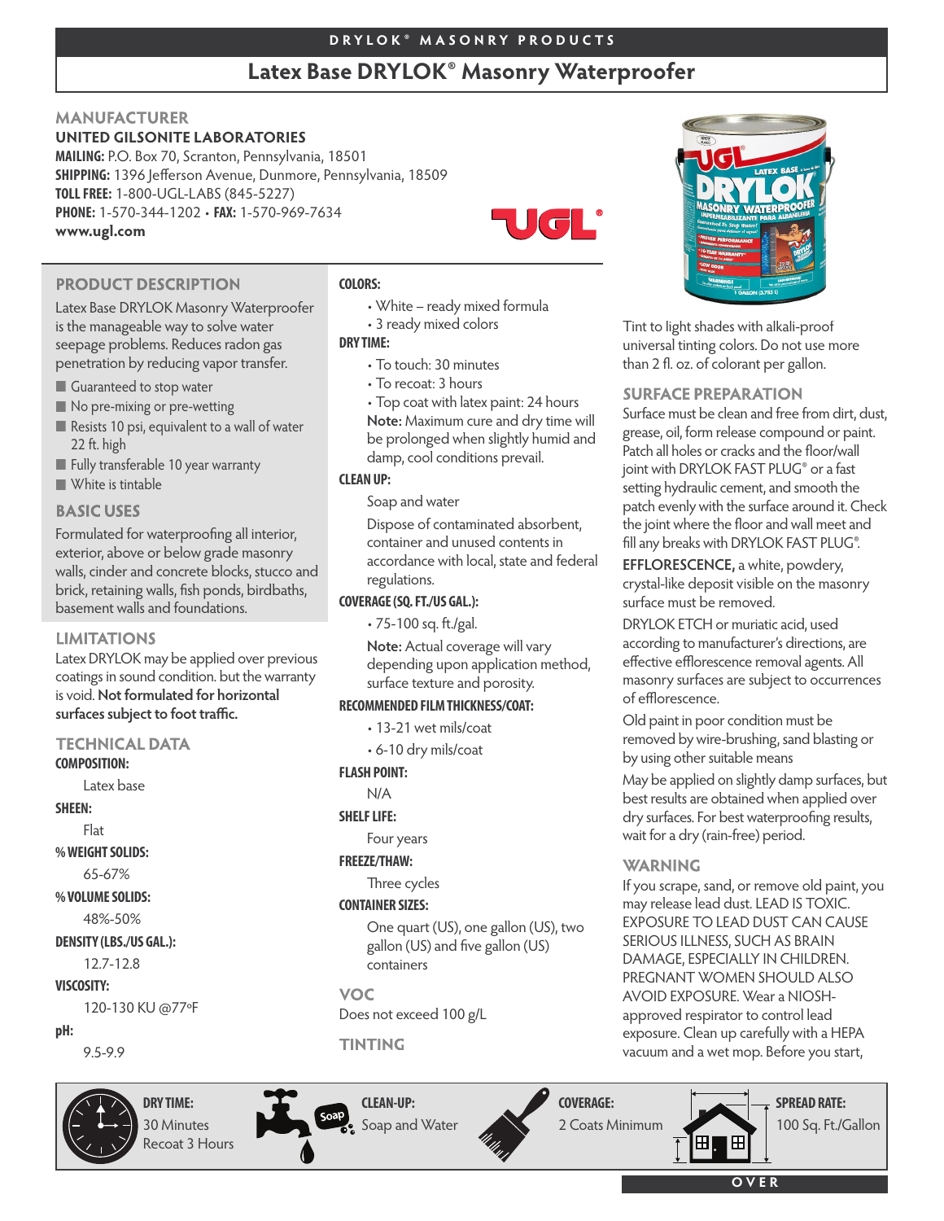DRYLOK® MASONRY PRODUCTS

# Latex Base DRYLOK® Masonry Waterproofer

## MANUFACTURER

**UNITED GILSONITE LABORATORIES**

**MAILING:** P.O. Box 70, Scranton, Pennsylvania, 18501

**SHIPPING:** 1396 Jefferson Avenue, Dunmore, Pennsylvania, 18509

**TOLL FREE:** 1-800-UGL-LABS (845-5227)

**PHONE:** 1-570-344-1202 • **FAX:** 1-570-969-7634

**www.ugl.com**

## PRODUCT DESCRIPTION

Latex Base DRYLOK Masonry Waterproofer is the manageable way to solve water seepage problems. Reduces radon gas penetration by reducing vapor transfer.

- Guaranteed to stop water
- No pre-mixing or pre-wetting
- Resists 10 psi, equivalent to a wall of water 22 ft. high
- Fully transferable 10 year warranty
- White is tintable

## BASIC USES

Formulated for waterproofing all interior, exterior, above or below grade masonry walls, cinder and concrete blocks, stucco and brick, retaining walls, fish ponds, birdbaths, basement walls and foundations.

## LIMITATIONS

Latex DRYLOK may be applied over previous coatings in sound condition. but the warranty is void. **Not formulated for horizontal surfaces subject to foot traffic.**

## TECHNICAL DATA

**COMPOSITION:**

Latex base

**SHEEN:**

Flat

**% WEIGHT SOLIDS:**

65-67%

**% VOLUME SOLIDS:**

48%-50%

**DENSITY (LBS./US GAL.):**

12.7-12.8

**VISCOSITY:**

120-130 KU @77°F

**pH:**

9.5-9.9

**COLORS:**

- White – ready mixed formula
- 3 ready mixed colors

**DRY TIME:**

- To touch: 30 minutes
- To recoat: 3 hours
- Top coat with latex paint: 24 hours

**Note:** Maximum cure and dry time will be prolonged when slightly humid and damp, cool conditions prevail.

**CLEAN UP:**

Soap and water

Dispose of contaminated absorbent, container and unused contents in accordance with local, state and federal regulations.

**COVERAGE (SQ. FT./US GAL.):**

- 75-100 sq. ft./gal.

**Note:** Actual coverage will vary depending upon application method, surface texture and porosity.

**RECOMMENDED FILM THICKNESS/COAT:**

- 13-21 wet mils/coat
- 6-10 dry mils/coat

**FLASH POINT:**

N/A

**SHELF LIFE:**

Four years

**FREEZE/THAW:**

Three cycles

**CONTAINER SIZES:**

One quart (US), one gallon (US), two gallon (US) and five gallon (US) containers

## VOC

Does not exceed 100 g/L

## TINTING

Tint to light shades with alkali-proof universal tinting colors. Do not use more than 2 fl. oz. of colorant per gallon.

## SURFACE PREPARATION

Surface must be clean and free from dirt, dust, grease, oil, form release compound or paint. Patch all holes or cracks and the floor/wall joint with DRYLOK FAST PLUG® or a fast setting hydraulic cement, and smooth the patch evenly with the surface around it. Check the joint where the floor and wall meet and fill any breaks with DRYLOK FAST PLUG®.

**EFFLORESCENCE,** a white, powdery, crystal-like deposit visible on the masonry surface must be removed.

DRYLOK ETCH or muriatic acid, used according to manufacturer's directions, are effective efflorescence removal agents. All masonry surfaces are subject to occurrences of efflorescence.

Old paint in poor condition must be removed by wire-brushing, sand blasting or by using other suitable means

May be applied on slightly damp surfaces, but best results are obtained when applied over dry surfaces. For best waterproofing results, wait for a dry (rain-free) period.

## WARNING

If you scrape, sand, or remove old paint, you may release lead dust. LEAD IS TOXIC. EXPOSURE TO LEAD DUST CAN CAUSE SERIOUS ILLNESS, SUCH AS BRAIN DAMAGE, ESPECIALLY IN CHILDREN. PREGNANT WOMEN SHOULD ALSO AVOID EXPOSURE. Wear a NIOSH-approved respirator to control lead exposure. Clean up carefully with a HEPA vacuum and a wet mop. Before you start,

| **DRY TIME:** | **CLEAN-UP:** | **COVERAGE:** | **SPREAD RATE:** |
|---|---|---|---|
| 30 Minutes<br>Recoat 3 Hours | Soap and Water | 2 Coats Minimum | 100 Sq. Ft./Gallon |

OVER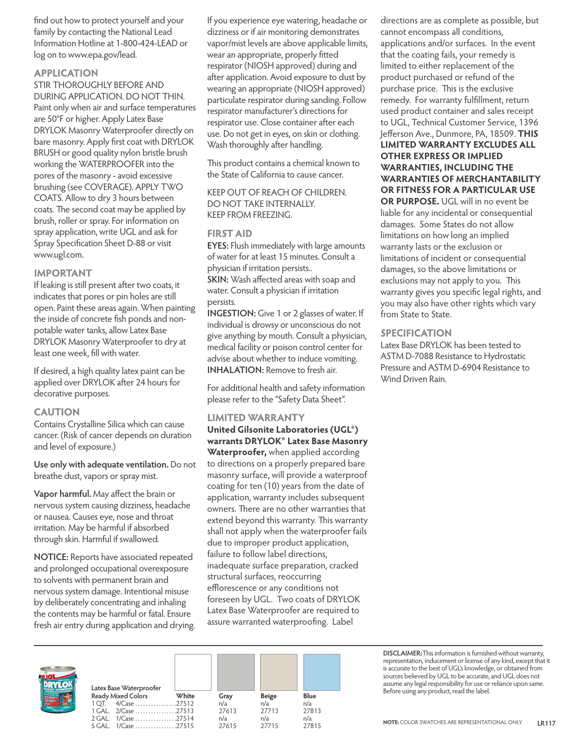find out how to protect yourself and your family by contacting the National Lead Information Hotline at 1-800-424-LEAD or log on to www.epa.gov/lead.

## APPLICATION

STIR THOROUGHLY BEFORE AND DURING APPLICATION. DO NOT THIN. Paint only when air and surface temperatures are 50°F or higher. Apply Latex Base DRYLOK Masonry Waterproofer directly on bare masonry. Apply first coat with DRYLOK BRUSH or good quality nylon bristle brush working the WATERPROOFER into the pores of the masonry - avoid excessive brushing (see COVERAGE). APPLY TWO COATS. Allow to dry 3 hours between coats. The second coat may be applied by brush, roller or spray. For information on spray application, write UGL and ask for Spray Specification Sheet D-88 or visit www.ugl.com.

## IMPORTANT

If leaking is still present after two coats, it indicates that pores or pin holes are still open. Paint these areas again. When painting the inside of concrete fish ponds and non-potable water tanks, allow Latex Base DRYLOK Masonry Waterproofer to dry at least one week, fill with water.

If desired, a high quality latex paint can be applied over DRYLOK after 24 hours for decorative purposes.

## CAUTION

Contains Crystalline Silica which can cause cancer. (Risk of cancer depends on duration and level of exposure.)

**Use only with adequate ventilation.** Do not breathe dust, vapors or spray mist.

**Vapor harmful.** May affect the brain or nervous system causing dizziness, headache or nausea. Causes eye, nose and throat irritation. May be harmful if absorbed through skin. Harmful if swallowed.

**NOTICE:** Reports have associated repeated and prolonged occupational overexposure to solvents with permanent brain and nervous system damage. Intentional misuse by deliberately concentrating and inhaling the contents may be harmful or fatal. Ensure fresh air entry during application and drying. If you experience eye watering, headache or dizziness or if air monitoring demonstrates vapor/mist levels are above applicable limits, wear an appropriate, properly fitted respirator (NIOSH approved) during and after application. Avoid exposure to dust by wearing an appropriate (NIOSH approved) particulate respirator during sanding. Follow respirator manufacturer's directions for respirator use. Close container after each use. Do not get in eyes, on skin or clothing. Wash thoroughly after handling.

This product contains a chemical known to the State of California to cause cancer.

KEEP OUT OF REACH OF CHILDREN.
DO NOT TAKE INTERNALLY.
KEEP FROM FREEZING.

## FIRST AID

**EYES:** Flush immediately with large amounts of water for at least 15 minutes. Consult a physician if irritation persists..
**SKIN:** Wash affected areas with soap and water. Consult a physician if irritation persists.
**INGESTION:** Give 1 or 2 glasses of water. If individual is drowsy or unconscious do not give anything by mouth. Consult a physician, medical facility or poison control center for advise about whether to induce vomiting.
**INHALATION:** Remove to fresh air.

For additional health and safety information please refer to the "Safety Data Sheet".

## LIMITED WARRANTY

**United Gilsonite Laboratories (UGL®) warrants DRYLOK® Latex Base Masonry Waterproofer,** when applied according to directions on a properly prepared bare masonry surface, will provide a waterproof coating for ten (10) years from the date of application, warranty includes subsequent owners. There are no other warranties that extend beyond this warranty. This warranty shall not apply when the waterproofer fails due to improper product application, failure to follow label directions, inadequate surface preparation, cracked structural surfaces, reoccurring efflorescence or any conditions not foreseen by UGL. Two coats of DRYLOK Latex Base Waterproofer are required to assure warranted waterproofing. Label directions are as complete as possible, but cannot encompass all conditions, applications and/or surfaces. In the event that the coating fails, your remedy is limited to either replacement of the product purchased or refund of the purchase price. This is the exclusive remedy. For warranty fulfillment, return used product container and sales receipt to UGL, Technical Customer Service, 1396 Jefferson Ave., Dunmore, PA, 18509. **THIS LIMITED WARRANTY EXCLUDES ALL OTHER EXPRESS OR IMPLIED WARRANTIES, INCLUDING THE WARRANTIES OF MERCHANTABILITY OR FITNESS FOR A PARTICULAR USE OR PURPOSE.** UGL will in no event be liable for any incidental or consequential damages. Some States do not allow limitations on how long an implied warranty lasts or the exclusion or limitations of incident or consequential damages, so the above limitations or exclusions may not apply to you. This warranty gives you specific legal rights, and you may also have other rights which vary from State to State.

## SPECIFICATION

Latex Base DRYLOK has been tested to ASTM D-7088 Resistance to Hydrostatic Pressure and ASTM D-6904 Resistance to Wind Driven Rain.

**Latex Base Waterproofer Ready Mixed Colors**

| | White | Gray | Beige | Blue |
|---|---|---|---|---|
| 1 QT. 4/Case | 27512 | n/a | n/a | n/a |
| 1 GAL. 2/Case | 27513 | 27613 | 27713 | 27813 |
| 2 GAL. 1/Case | 27514 | n/a | n/a | n/a |
| 5 GAL. 1/Case | 27515 | 27615 | 27715 | 27815 |

**DISCLAIMER:** This information is furnished without warranty, representation, inducement or license of any kind, except that it is accurate to the best of UGL's knowledge, or obtained from sources believed by UGL to be accurate, and UGL does not assume any legal responsibility for use or reliance upon same. Before using any product, read the label.

**NOTE:** COLOR SWATCHES ARE REPRESENTATIONAL ONLY.

LR117